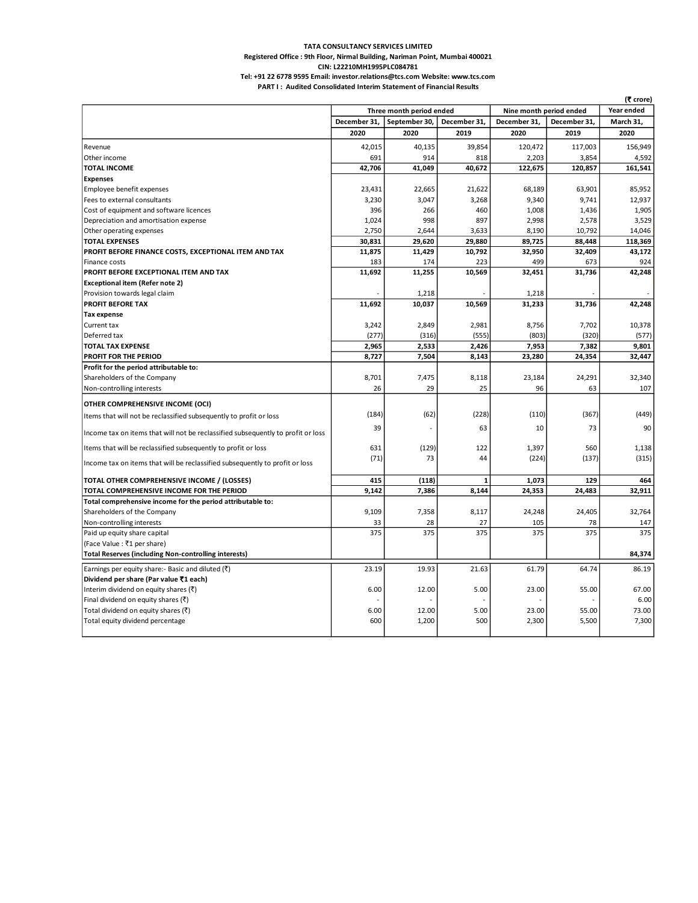**TATA CONSULTANCY SERVICES LIMITED**

**Registered Office : 9th Floor, Nirmal Building, Nariman Point, Mumbai 400021**

**CIN: L22210MH1995PLC084781**

**Tel: +91 22 6778 9595 Email: investor.relations@tcs.com Website: www.tcs.com**

**PART I : Audited Consolidated Interim Statement of Financial Results**

(₹ crore)

| | Three month period ended | | | Nine month period ended | | Year ended |
|---|---|---|---|---|---|---|
| | December 31, 2020 | September 30, 2020 | December 31, 2019 | December 31, 2020 | December 31, 2019 | March 31, 2020 |
| Revenue | 42,015 | 40,135 | 39,854 | 120,472 | 117,003 | 156,949 |
| Other income | 691 | 914 | 818 | 2,203 | 3,854 | 4,592 |
| **TOTAL INCOME** | **42,706** | **41,049** | **40,672** | **122,675** | **120,857** | **161,541** |
| **Expenses** | | | | | | |
| Employee benefit expenses | 23,431 | 22,665 | 21,622 | 68,189 | 63,901 | 85,952 |
| Fees to external consultants | 3,230 | 3,047 | 3,268 | 9,340 | 9,741 | 12,937 |
| Cost of equipment and software licences | 396 | 266 | 460 | 1,008 | 1,436 | 1,905 |
| Depreciation and amortisation expense | 1,024 | 998 | 897 | 2,998 | 2,578 | 3,529 |
| Other operating expenses | 2,750 | 2,644 | 3,633 | 8,190 | 10,792 | 14,046 |
| **TOTAL EXPENSES** | **30,831** | **29,620** | **29,880** | **89,725** | **88,448** | **118,369** |
| **PROFIT BEFORE FINANCE COSTS, EXCEPTIONAL ITEM AND TAX** | **11,875** | **11,429** | **10,792** | **32,950** | **32,409** | **43,172** |
| Finance costs | 183 | 174 | 223 | 499 | 673 | 924 |
| **PROFIT BEFORE EXCEPTIONAL ITEM AND TAX** | **11,692** | **11,255** | **10,569** | **32,451** | **31,736** | **42,248** |
| **Exceptional item (Refer note 2)** | | | | | | |
| Provision towards legal claim | - | 1,218 | - | 1,218 | - | - |
| **PROFIT BEFORE TAX** | **11,692** | **10,037** | **10,569** | **31,233** | **31,736** | **42,248** |
| **Tax expense** | | | | | | |
| Current tax | 3,242 | 2,849 | 2,981 | 8,756 | 7,702 | 10,378 |
| Deferred tax | (277) | (316) | (555) | (803) | (320) | (577) |
| **TOTAL TAX EXPENSE** | **2,965** | **2,533** | **2,426** | **7,953** | **7,382** | **9,801** |
| **PROFIT FOR THE PERIOD** | **8,727** | **7,504** | **8,143** | **23,280** | **24,354** | **32,447** |
| **Profit for the period attributable to:** | | | | | | |
| Shareholders of the Company | 8,701 | 7,475 | 8,118 | 23,184 | 24,291 | 32,340 |
| Non-controlling interests | 26 | 29 | 25 | 96 | 63 | 107 |
| **OTHER COMPREHENSIVE INCOME (OCI)** | | | | | | |
| Items that will not be reclassified subsequently to profit or loss | (184) | (62) | (228) | (110) | (367) | (449) |
| Income tax on items that will not be reclassified subsequently to profit or loss | 39 | - | 63 | 10 | 73 | 90 |
| Items that will be reclassified subsequently to profit or loss | 631 | (129) | 122 | 1,397 | 560 | 1,138 |
| Income tax on items that will be reclassified subsequently to profit or loss | (71) | 73 | 44 | (224) | (137) | (315) |
| **TOTAL OTHER COMPREHENSIVE INCOME / (LOSSES)** | **415** | **(118)** | **1** | **1,073** | **129** | **464** |
| **TOTAL COMPREHENSIVE INCOME FOR THE PERIOD** | **9,142** | **7,386** | **8,144** | **24,353** | **24,483** | **32,911** |
| **Total comprehensive income for the period attributable to:** | | | | | | |
| Shareholders of the Company | 9,109 | 7,358 | 8,117 | 24,248 | 24,405 | 32,764 |
| Non-controlling interests | 33 | 28 | 27 | 105 | 78 | 147 |
| Paid up equity share capital | 375 | 375 | 375 | 375 | 375 | 375 |
| (Face Value : ₹1 per share) | | | | | | |
| **Total Reserves (including Non-controlling interests)** | | | | | | **84,374** |
| Earnings per equity share:- Basic and diluted (₹) | 23.19 | 19.93 | 21.63 | 61.79 | 64.74 | 86.19 |
| **Dividend per share (Par value ₹1 each)** | | | | | | |
| Interim dividend on equity shares (₹) | 6.00 | 12.00 | 5.00 | 23.00 | 55.00 | 67.00 |
| Final dividend on equity shares (₹) | - | - | - | - | - | 6.00 |
| Total dividend on equity shares (₹) | 6.00 | 12.00 | 5.00 | 23.00 | 55.00 | 73.00 |
| Total equity dividend percentage | 600 | 1,200 | 500 | 2,300 | 5,500 | 7,300 |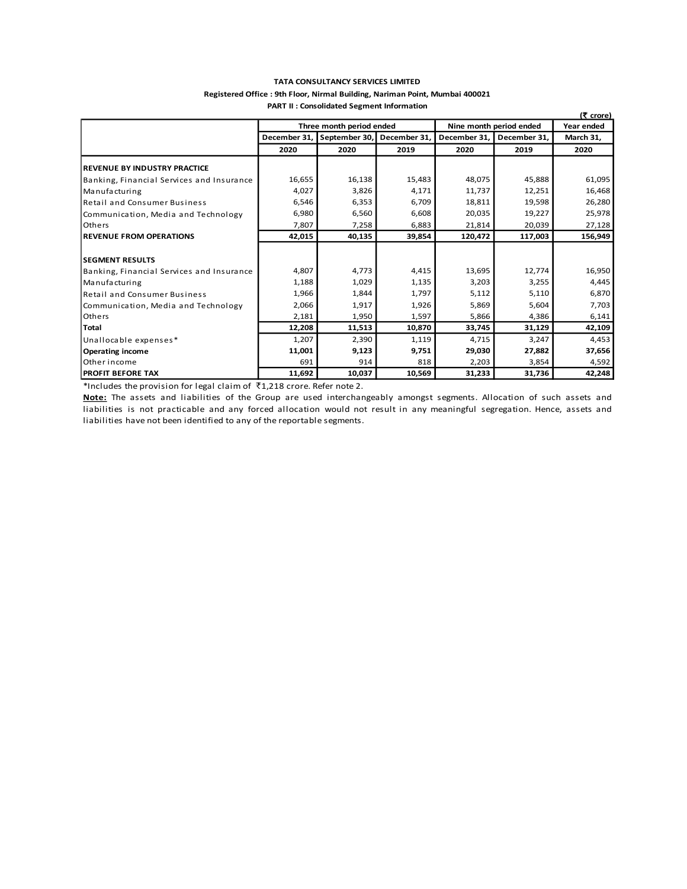**TATA CONSULTANCY SERVICES LIMITED**

**Registered Office : 9th Floor, Nirmal Building, Nariman Point, Mumbai 400021**

**PART II : Consolidated Segment Information**

(₹ crore)

| | Three month period ended | | | Nine month period ended | | Year ended |
|---|---|---|---|---|---|---|
| | December 31, | September 30, | December 31, | December 31, | December 31, | March 31, |
| | 2020 | 2020 | 2019 | 2020 | 2019 | 2020 |
| **REVENUE BY INDUSTRY PRACTICE** | | | | | | |
| Banking, Financial Services and Insurance | 16,655 | 16,138 | 15,483 | 48,075 | 45,888 | 61,095 |
| Manufacturing | 4,027 | 3,826 | 4,171 | 11,737 | 12,251 | 16,468 |
| Retail and Consumer Business | 6,546 | 6,353 | 6,709 | 18,811 | 19,598 | 26,280 |
| Communication, Media and Technology | 6,980 | 6,560 | 6,608 | 20,035 | 19,227 | 25,978 |
| Others | 7,807 | 7,258 | 6,883 | 21,814 | 20,039 | 27,128 |
| **REVENUE FROM OPERATIONS** | **42,015** | **40,135** | **39,854** | **120,472** | **117,003** | **156,949** |
| | | | | | | |
| **SEGMENT RESULTS** | | | | | | |
| Banking, Financial Services and Insurance | 4,807 | 4,773 | 4,415 | 13,695 | 12,774 | 16,950 |
| Manufacturing | 1,188 | 1,029 | 1,135 | 3,203 | 3,255 | 4,445 |
| Retail and Consumer Business | 1,966 | 1,844 | 1,797 | 5,112 | 5,110 | 6,870 |
| Communication, Media and Technology | 2,066 | 1,917 | 1,926 | 5,869 | 5,604 | 7,703 |
| Others | 2,181 | 1,950 | 1,597 | 5,866 | 4,386 | 6,141 |
| **Total** | **12,208** | **11,513** | **10,870** | **33,745** | **31,129** | **42,109** |
| Unallocable expenses* | 1,207 | 2,390 | 1,119 | 4,715 | 3,247 | 4,453 |
| **Operating income** | **11,001** | **9,123** | **9,751** | **29,030** | **27,882** | **37,656** |
| Other income | 691 | 914 | 818 | 2,203 | 3,854 | 4,592 |
| **PROFIT BEFORE TAX** | **11,692** | **10,037** | **10,569** | **31,233** | **31,736** | **42,248** |

*Includes the provision for legal claim of ₹1,218 crore. Refer note 2.

**Note:** The assets and liabilities of the Group are used interchangeably amongst segments. Allocation of such assets and liabilities is not practicable and any forced allocation would not result in any meaningful segregation. Hence, assets and liabilities have not been identified to any of the reportable segments.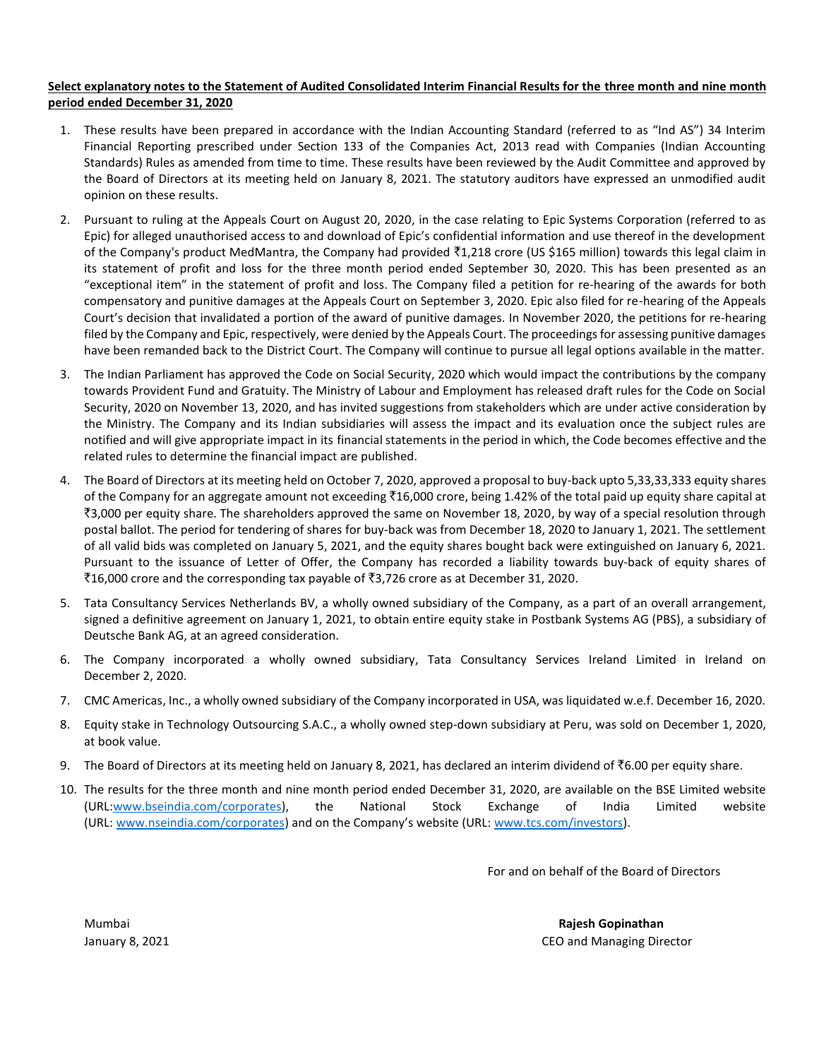**Select explanatory notes to the Statement of Audited Consolidated Interim Financial Results for the three month and nine month period ended December 31, 2020**

1. These results have been prepared in accordance with the Indian Accounting Standard (referred to as "Ind AS") 34 Interim Financial Reporting prescribed under Section 133 of the Companies Act, 2013 read with Companies (Indian Accounting Standards) Rules as amended from time to time. These results have been reviewed by the Audit Committee and approved by the Board of Directors at its meeting held on January 8, 2021. The statutory auditors have expressed an unmodified audit opinion on these results.

2. Pursuant to ruling at the Appeals Court on August 20, 2020, in the case relating to Epic Systems Corporation (referred to as Epic) for alleged unauthorised access to and download of Epic's confidential information and use thereof in the development of the Company's product MedMantra, the Company had provided ₹1,218 crore (US $165 million) towards this legal claim in its statement of profit and loss for the three month period ended September 30, 2020. This has been presented as an "exceptional item" in the statement of profit and loss. The Company filed a petition for re-hearing of the awards for both compensatory and punitive damages at the Appeals Court on September 3, 2020. Epic also filed for re-hearing of the Appeals Court's decision that invalidated a portion of the award of punitive damages. In November 2020, the petitions for re-hearing filed by the Company and Epic, respectively, were denied by the Appeals Court. The proceedings for assessing punitive damages have been remanded back to the District Court. The Company will continue to pursue all legal options available in the matter.

3. The Indian Parliament has approved the Code on Social Security, 2020 which would impact the contributions by the company towards Provident Fund and Gratuity. The Ministry of Labour and Employment has released draft rules for the Code on Social Security, 2020 on November 13, 2020, and has invited suggestions from stakeholders which are under active consideration by the Ministry. The Company and its Indian subsidiaries will assess the impact and its evaluation once the subject rules are notified and will give appropriate impact in its financial statements in the period in which, the Code becomes effective and the related rules to determine the financial impact are published.

4. The Board of Directors at its meeting held on October 7, 2020, approved a proposal to buy-back upto 5,33,33,333 equity shares of the Company for an aggregate amount not exceeding ₹16,000 crore, being 1.42% of the total paid up equity share capital at ₹3,000 per equity share. The shareholders approved the same on November 18, 2020, by way of a special resolution through postal ballot. The period for tendering of shares for buy-back was from December 18, 2020 to January 1, 2021. The settlement of all valid bids was completed on January 5, 2021, and the equity shares bought back were extinguished on January 6, 2021. Pursuant to the issuance of Letter of Offer, the Company has recorded a liability towards buy-back of equity shares of ₹16,000 crore and the corresponding tax payable of ₹3,726 crore as at December 31, 2020.

5. Tata Consultancy Services Netherlands BV, a wholly owned subsidiary of the Company, as a part of an overall arrangement, signed a definitive agreement on January 1, 2021, to obtain entire equity stake in Postbank Systems AG (PBS), a subsidiary of Deutsche Bank AG, at an agreed consideration.

6. The Company incorporated a wholly owned subsidiary, Tata Consultancy Services Ireland Limited in Ireland on December 2, 2020.

7. CMC Americas, Inc., a wholly owned subsidiary of the Company incorporated in USA, was liquidated w.e.f. December 16, 2020.

8. Equity stake in Technology Outsourcing S.A.C., a wholly owned step-down subsidiary at Peru, was sold on December 1, 2020, at book value.

9. The Board of Directors at its meeting held on January 8, 2021, has declared an interim dividend of ₹6.00 per equity share.

10. The results for the three month and nine month period ended December 31, 2020, are available on the BSE Limited website (URL:www.bseindia.com/corporates), the National Stock Exchange of India Limited website (URL: www.nseindia.com/corporates) and on the Company's website (URL: www.tcs.com/investors).

For and on behalf of the Board of Directors

Mumbai
January 8, 2021

**Rajesh Gopinathan**
CEO and Managing Director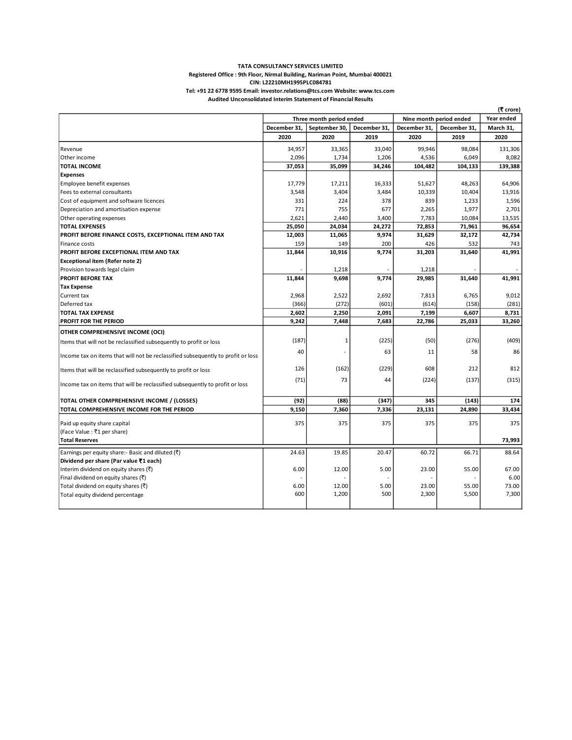**TATA CONSULTANCY SERVICES LIMITED**
**Registered Office : 9th Floor, Nirmal Building, Nariman Point, Mumbai 400021**
**CIN: L22210MH1995PLC084781**
**Tel: +91 22 6778 9595 Email: investor.relations@tcs.com Website: www.tcs.com**
**Audited Unconsolidated Interim Statement of Financial Results**

(₹ crore)

| | Three month period ended | | | Nine month period ended | | Year ended |
|---|---|---|---|---|---|---|
| | December 31, 2020 | September 30, 2020 | December 31, 2019 | December 31, 2020 | December 31, 2019 | March 31, 2020 |
| Revenue | 34,957 | 33,365 | 33,040 | 99,946 | 98,084 | 131,306 |
| Other income | 2,096 | 1,734 | 1,206 | 4,536 | 6,049 | 8,082 |
| **TOTAL INCOME** | **37,053** | **35,099** | **34,246** | **104,482** | **104,133** | **139,388** |
| **Expenses** | | | | | | |
| Employee benefit expenses | 17,779 | 17,211 | 16,333 | 51,627 | 48,263 | 64,906 |
| Fees to external consultants | 3,548 | 3,404 | 3,484 | 10,339 | 10,404 | 13,916 |
| Cost of equipment and software licences | 331 | 224 | 378 | 839 | 1,233 | 1,596 |
| Depreciation and amortisation expense | 771 | 755 | 677 | 2,265 | 1,977 | 2,701 |
| Other operating expenses | 2,621 | 2,440 | 3,400 | 7,783 | 10,084 | 13,535 |
| **TOTAL EXPENSES** | **25,050** | **24,034** | **24,272** | **72,853** | **71,961** | **96,654** |
| **PROFIT BEFORE FINANCE COSTS, EXCEPTIONAL ITEM AND TAX** | **12,003** | **11,065** | **9,974** | **31,629** | **32,172** | **42,734** |
| Finance costs | 159 | 149 | 200 | 426 | 532 | 743 |
| **PROFIT BEFORE EXCEPTIONAL ITEM AND TAX** | **11,844** | **10,916** | **9,774** | **31,203** | **31,640** | **41,991** |
| **Exceptional item (Refer note 2)** | | | | | | |
| Provision towards legal claim | - | 1,218 | - | 1,218 | - | - |
| **PROFIT BEFORE TAX** | **11,844** | **9,698** | **9,774** | **29,985** | **31,640** | **41,991** |
| **Tax Expense** | | | | | | |
| Current tax | 2,968 | 2,522 | 2,692 | 7,813 | 6,765 | 9,012 |
| Deferred tax | (366) | (272) | (601) | (614) | (158) | (281) |
| **TOTAL TAX EXPENSE** | **2,602** | **2,250** | **2,091** | **7,199** | **6,607** | **8,731** |
| **PROFIT FOR THE PERIOD** | **9,242** | **7,448** | **7,683** | **22,786** | **25,033** | **33,260** |
| **OTHER COMPREHENSIVE INCOME (OCI)** | | | | | | |
| Items that will not be reclassified subsequently to profit or loss | (187) | 1 | (225) | (50) | (276) | (409) |
| Income tax on items that will not be reclassified subsequently to profit or loss | 40 | - | 63 | 11 | 58 | 86 |
| Items that will be reclassified subsequently to profit or loss | 126 | (162) | (229) | 608 | 212 | 812 |
| Income tax on items that will be reclassified subsequently to profit or loss | (71) | 73 | 44 | (224) | (137) | (315) |
| **TOTAL OTHER COMPREHENSIVE INCOME / (LOSSES)** | **(92)** | **(88)** | **(347)** | **345** | **(143)** | **174** |
| **TOTAL COMPREHENSIVE INCOME FOR THE PERIOD** | **9,150** | **7,360** | **7,336** | **23,131** | **24,890** | **33,434** |
| Paid up equity share capital (Face Value : ₹1 per share) | 375 | 375 | 375 | 375 | 375 | 375 |
| **Total Reserves** | | | | | | **73,993** |
| Earnings per equity share:- Basic and diluted (₹) | 24.63 | 19.85 | 20.47 | 60.72 | 66.71 | 88.64 |
| **Dividend per share (Par value ₹1 each)** | | | | | | |
| Interim dividend on equity shares (₹) | 6.00 | 12.00 | 5.00 | 23.00 | 55.00 | 67.00 |
| Final dividend on equity shares (₹) | - | - | - | - | - | 6.00 |
| Total dividend on equity shares (₹) | 6.00 | 12.00 | 5.00 | 23.00 | 55.00 | 73.00 |
| Total equity dividend percentage | 600 | 1,200 | 500 | 2,300 | 5,500 | 7,300 |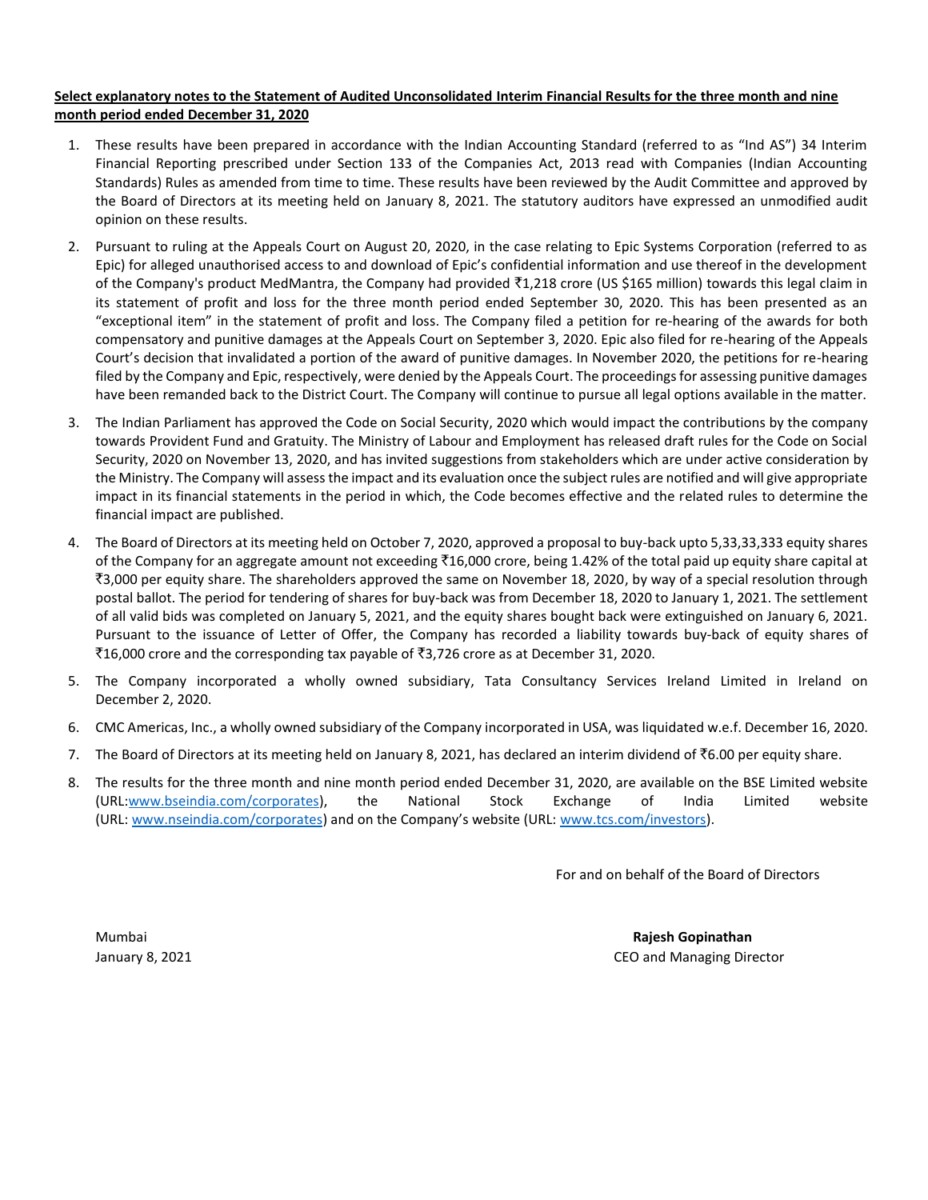**Select explanatory notes to the Statement of Audited Unconsolidated Interim Financial Results for the three month and nine month period ended December 31, 2020**

1. These results have been prepared in accordance with the Indian Accounting Standard (referred to as "Ind AS") 34 Interim Financial Reporting prescribed under Section 133 of the Companies Act, 2013 read with Companies (Indian Accounting Standards) Rules as amended from time to time. These results have been reviewed by the Audit Committee and approved by the Board of Directors at its meeting held on January 8, 2021. The statutory auditors have expressed an unmodified audit opinion on these results.

2. Pursuant to ruling at the Appeals Court on August 20, 2020, in the case relating to Epic Systems Corporation (referred to as Epic) for alleged unauthorised access to and download of Epic's confidential information and use thereof in the development of the Company's product MedMantra, the Company had provided ₹1,218 crore (US $165 million) towards this legal claim in its statement of profit and loss for the three month period ended September 30, 2020. This has been presented as an "exceptional item" in the statement of profit and loss. The Company filed a petition for re-hearing of the awards for both compensatory and punitive damages at the Appeals Court on September 3, 2020. Epic also filed for re-hearing of the Appeals Court's decision that invalidated a portion of the award of punitive damages. In November 2020, the petitions for re-hearing filed by the Company and Epic, respectively, were denied by the Appeals Court. The proceedings for assessing punitive damages have been remanded back to the District Court. The Company will continue to pursue all legal options available in the matter.

3. The Indian Parliament has approved the Code on Social Security, 2020 which would impact the contributions by the company towards Provident Fund and Gratuity. The Ministry of Labour and Employment has released draft rules for the Code on Social Security, 2020 on November 13, 2020, and has invited suggestions from stakeholders which are under active consideration by the Ministry. The Company will assess the impact and its evaluation once the subject rules are notified and will give appropriate impact in its financial statements in the period in which, the Code becomes effective and the related rules to determine the financial impact are published.

4. The Board of Directors at its meeting held on October 7, 2020, approved a proposal to buy-back upto 5,33,33,333 equity shares of the Company for an aggregate amount not exceeding ₹16,000 crore, being 1.42% of the total paid up equity share capital at ₹3,000 per equity share. The shareholders approved the same on November 18, 2020, by way of a special resolution through postal ballot. The period for tendering of shares for buy-back was from December 18, 2020 to January 1, 2021. The settlement of all valid bids was completed on January 5, 2021, and the equity shares bought back were extinguished on January 6, 2021. Pursuant to the issuance of Letter of Offer, the Company has recorded a liability towards buy-back of equity shares of ₹16,000 crore and the corresponding tax payable of ₹3,726 crore as at December 31, 2020.

5. The Company incorporated a wholly owned subsidiary, Tata Consultancy Services Ireland Limited in Ireland on December 2, 2020.

6. CMC Americas, Inc., a wholly owned subsidiary of the Company incorporated in USA, was liquidated w.e.f. December 16, 2020.

7. The Board of Directors at its meeting held on January 8, 2021, has declared an interim dividend of ₹6.00 per equity share.

8. The results for the three month and nine month period ended December 31, 2020, are available on the BSE Limited website (URL:www.bseindia.com/corporates), the National Stock Exchange of India Limited website (URL: www.nseindia.com/corporates) and on the Company's website (URL: www.tcs.com/investors).

For and on behalf of the Board of Directors

Mumbai
January 8, 2021

**Rajesh Gopinathan**
CEO and Managing Director